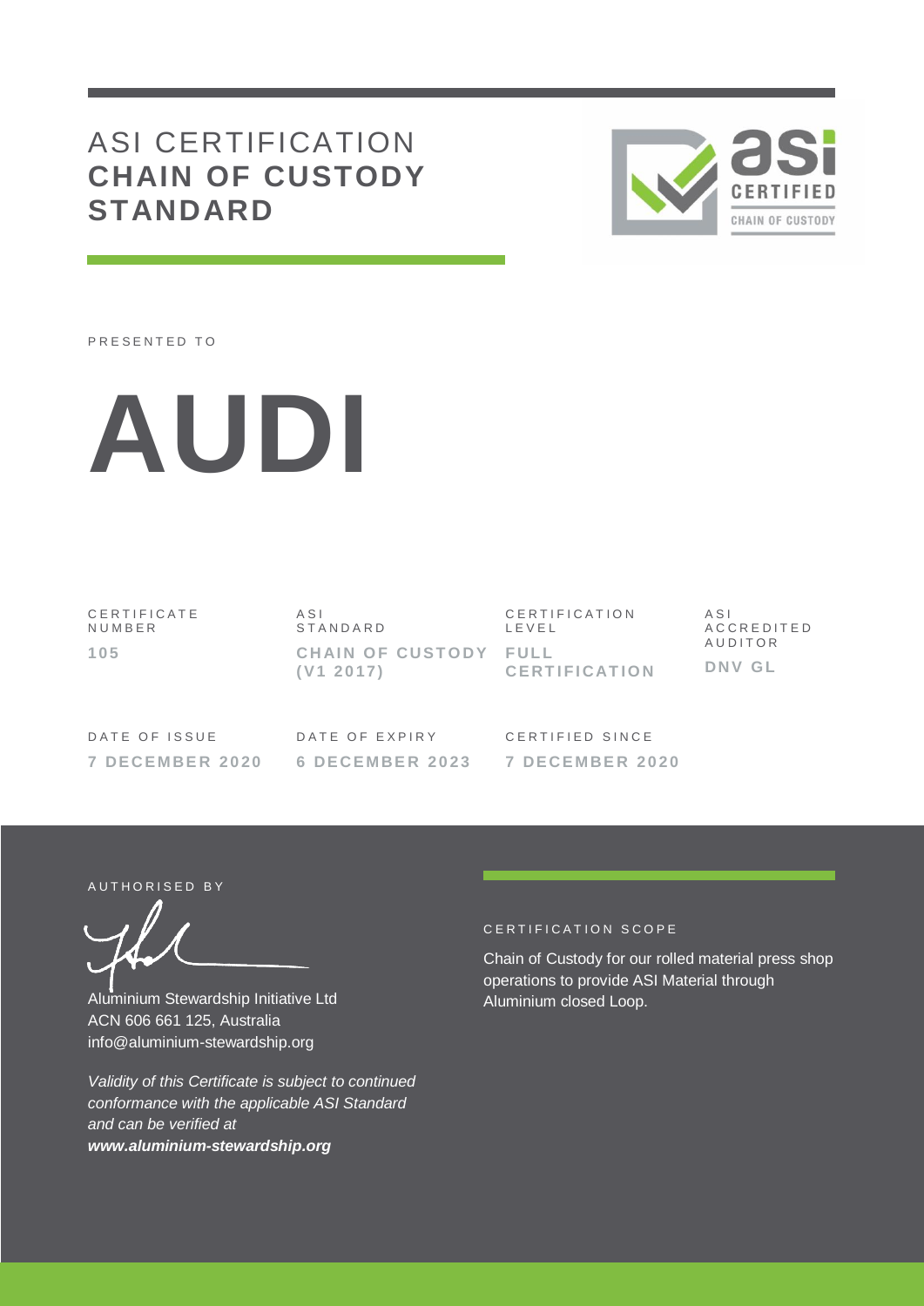# ASI CERTIFICATION
## CHAIN OF CUSTODY STANDARD

PRESENTED TO

# AUDI

| CERTIFICATE NUMBER | ASI STANDARD | CERTIFICATION LEVEL | ASI ACCREDITED AUDITOR |
|---|---|---|---|
| **105** | **CHAIN OF CUSTODY (V1 2017)** | **FULL CERTIFICATION** | **DNV GL** |

| DATE OF ISSUE | DATE OF EXPIRY | CERTIFIED SINCE |
|---|---|---|
| **7 DECEMBER 2020** | **6 DECEMBER 2023** | **7 DECEMBER 2020** |

AUTHORISED BY

Aluminium Stewardship Initiative Ltd
ACN 606 661 125, Australia
info@aluminium-stewardship.org

*Validity of this Certificate is subject to continued conformance with the applicable ASI Standard and can be verified at* ***www.aluminium-stewardship.org***

CERTIFICATION SCOPE

Chain of Custody for our rolled material press shop operations to provide ASI Material through Aluminium closed Loop.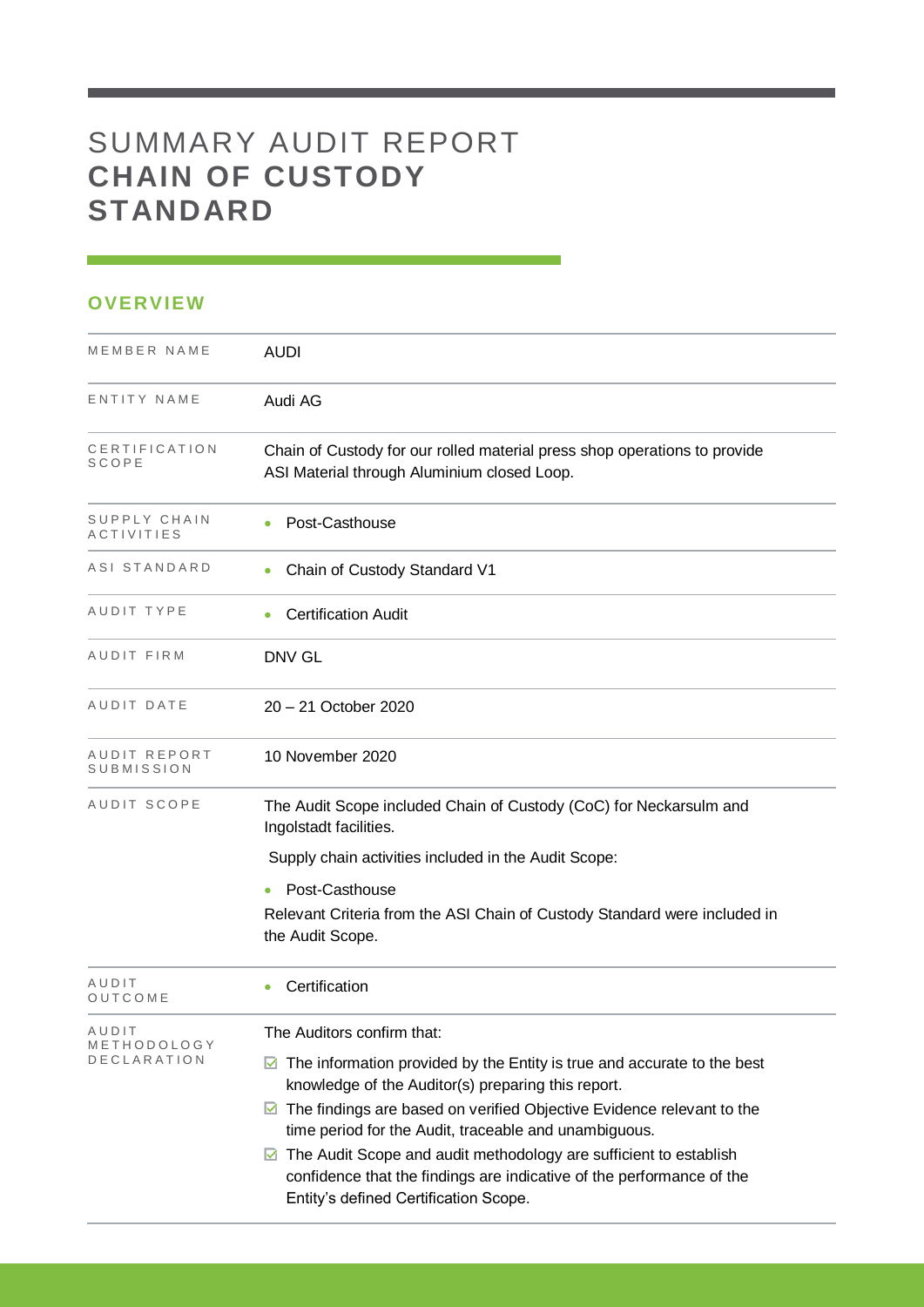# SUMMARY AUDIT REPORT **CHAIN OF CUSTODY STANDARD**

## OVERVIEW

| | |
|---|---|
| MEMBER NAME | AUDI |
| ENTITY NAME | Audi AG |
| CERTIFICATION SCOPE | Chain of Custody for our rolled material press shop operations to provide ASI Material through Aluminium closed Loop. |
| SUPPLY CHAIN ACTIVITIES | • Post-Casthouse |
| ASI STANDARD | • Chain of Custody Standard V1 |
| AUDIT TYPE | • Certification Audit |
| AUDIT FIRM | DNV GL |
| AUDIT DATE | 20 – 21 October 2020 |
| AUDIT REPORT SUBMISSION | 10 November 2020 |
| AUDIT SCOPE | The Audit Scope included Chain of Custody (CoC) for Neckarsulm and Ingolstadt facilities.<br><br>Supply chain activities included in the Audit Scope:<br><br>• Post-Casthouse<br><br>Relevant Criteria from the ASI Chain of Custody Standard were included in the Audit Scope. |
| AUDIT OUTCOME | • Certification |
| AUDIT METHODOLOGY DECLARATION | The Auditors confirm that:<br><br>☑ The information provided by the Entity is true and accurate to the best knowledge of the Auditor(s) preparing this report.<br><br>☑ The findings are based on verified Objective Evidence relevant to the time period for the Audit, traceable and unambiguous.<br><br>☑ The Audit Scope and audit methodology are sufficient to establish confidence that the findings are indicative of the performance of the Entity's defined Certification Scope. |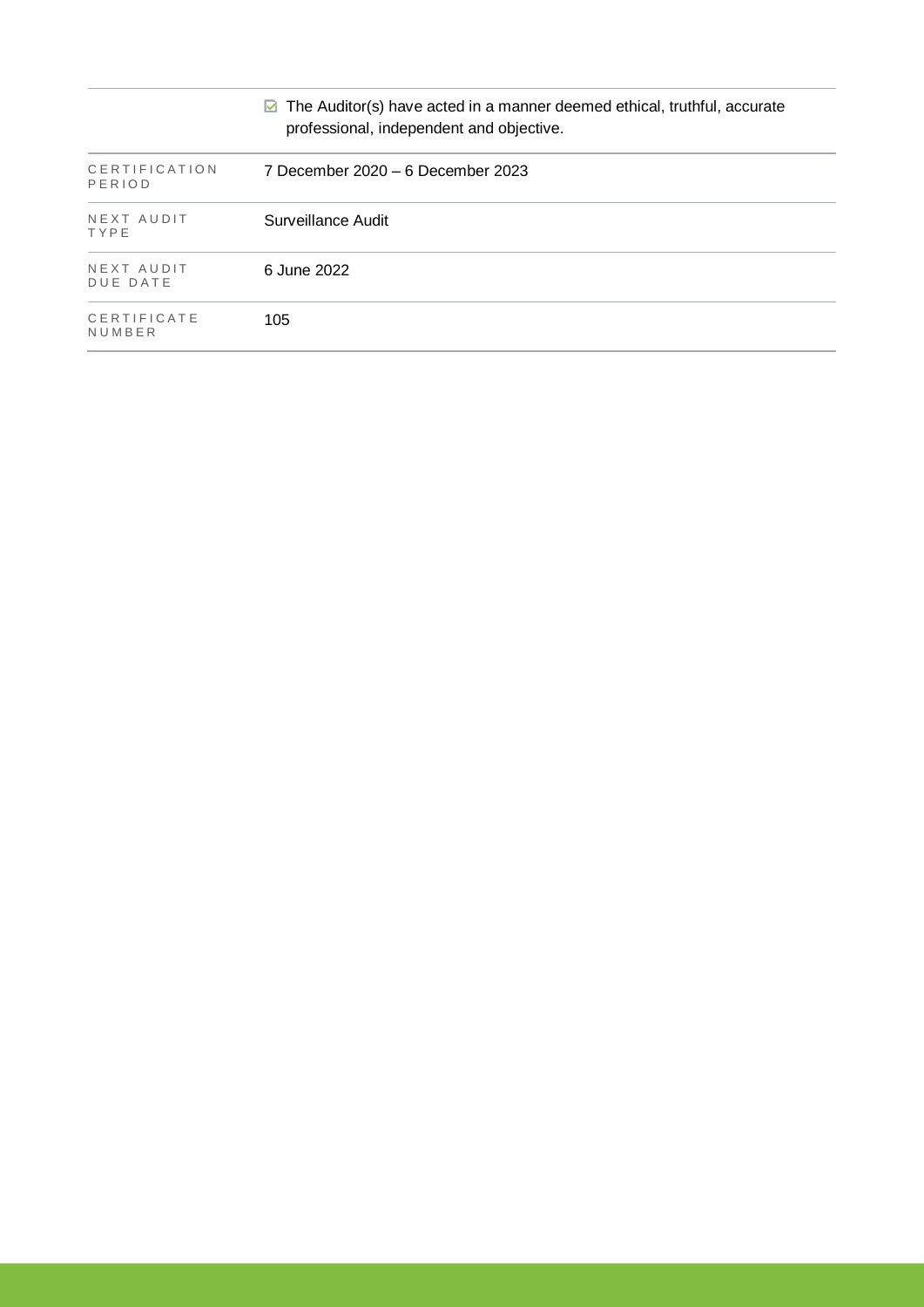| | |
|---|---|
| | ☑ The Auditor(s) have acted in a manner deemed ethical, truthful, accurate professional, independent and objective. |
| CERTIFICATION PERIOD | 7 December 2020 – 6 December 2023 |
| NEXT AUDIT TYPE | Surveillance Audit |
| NEXT AUDIT DUE DATE | 6 June 2022 |
| CERTIFICATE NUMBER | 105 |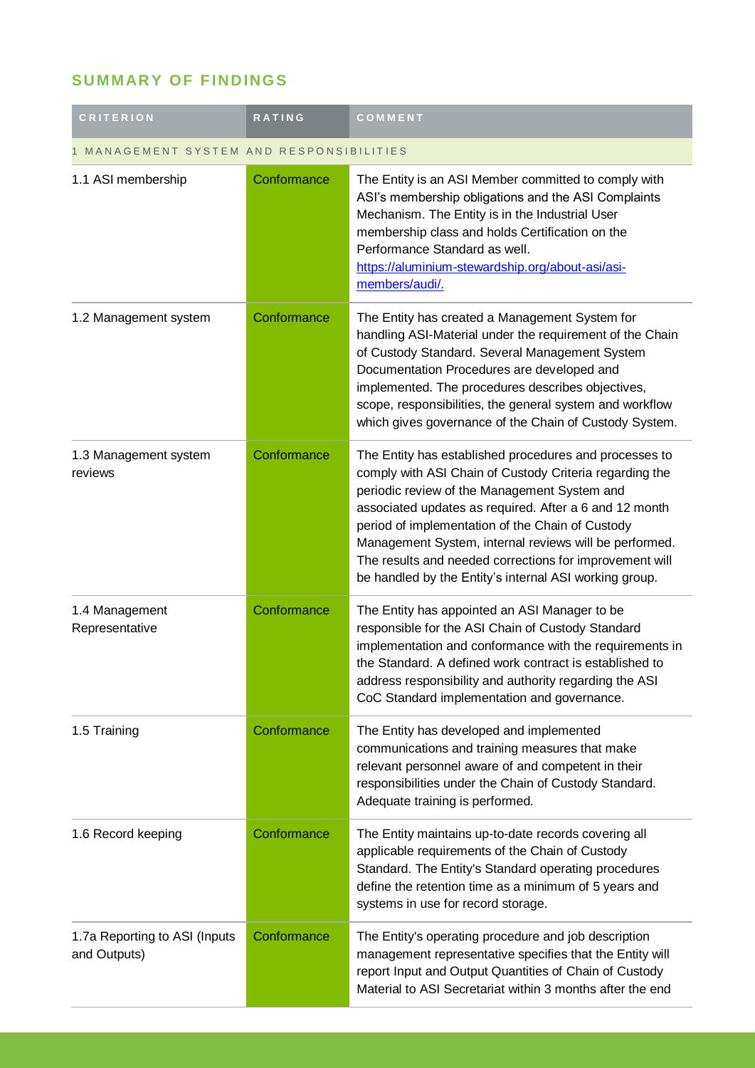## SUMMARY OF FINDINGS

| CRITERION | RATING | COMMENT |
|---|---|---|
| 1 MANAGEMENT SYSTEM AND RESPONSIBILITIES | | |
| 1.1 ASI membership | Conformance | The Entity is an ASI Member committed to comply with ASI's membership obligations and the ASI Complaints Mechanism. The Entity is in the Industrial User membership class and holds Certification on the Performance Standard as well. https://aluminium-stewardship.org/about-asi/asi-members/audi/. |
| 1.2 Management system | Conformance | The Entity has created a Management System for handling ASI-Material under the requirement of the Chain of Custody Standard. Several Management System Documentation Procedures are developed and implemented. The procedures describes objectives, scope, responsibilities, the general system and workflow which gives governance of the Chain of Custody System. |
| 1.3 Management system reviews | Conformance | The Entity has established procedures and processes to comply with ASI Chain of Custody Criteria regarding the periodic review of the Management System and associated updates as required. After a 6 and 12 month period of implementation of the Chain of Custody Management System, internal reviews will be performed. The results and needed corrections for improvement will be handled by the Entity's internal ASI working group. |
| 1.4 Management Representative | Conformance | The Entity has appointed an ASI Manager to be responsible for the ASI Chain of Custody Standard implementation and conformance with the requirements in the Standard. A defined work contract is established to address responsibility and authority regarding the ASI CoC Standard implementation and governance. |
| 1.5 Training | Conformance | The Entity has developed and implemented communications and training measures that make relevant personnel aware of and competent in their responsibilities under the Chain of Custody Standard. Adequate training is performed. |
| 1.6 Record keeping | Conformance | The Entity maintains up-to-date records covering all applicable requirements of the Chain of Custody Standard. The Entity's Standard operating procedures define the retention time as a minimum of 5 years and systems in use for record storage. |
| 1.7a Reporting to ASI (Inputs and Outputs) | Conformance | The Entity's operating procedure and job description management representative specifies that the Entity will report Input and Output Quantities of Chain of Custody Material to ASI Secretariat within 3 months after the end |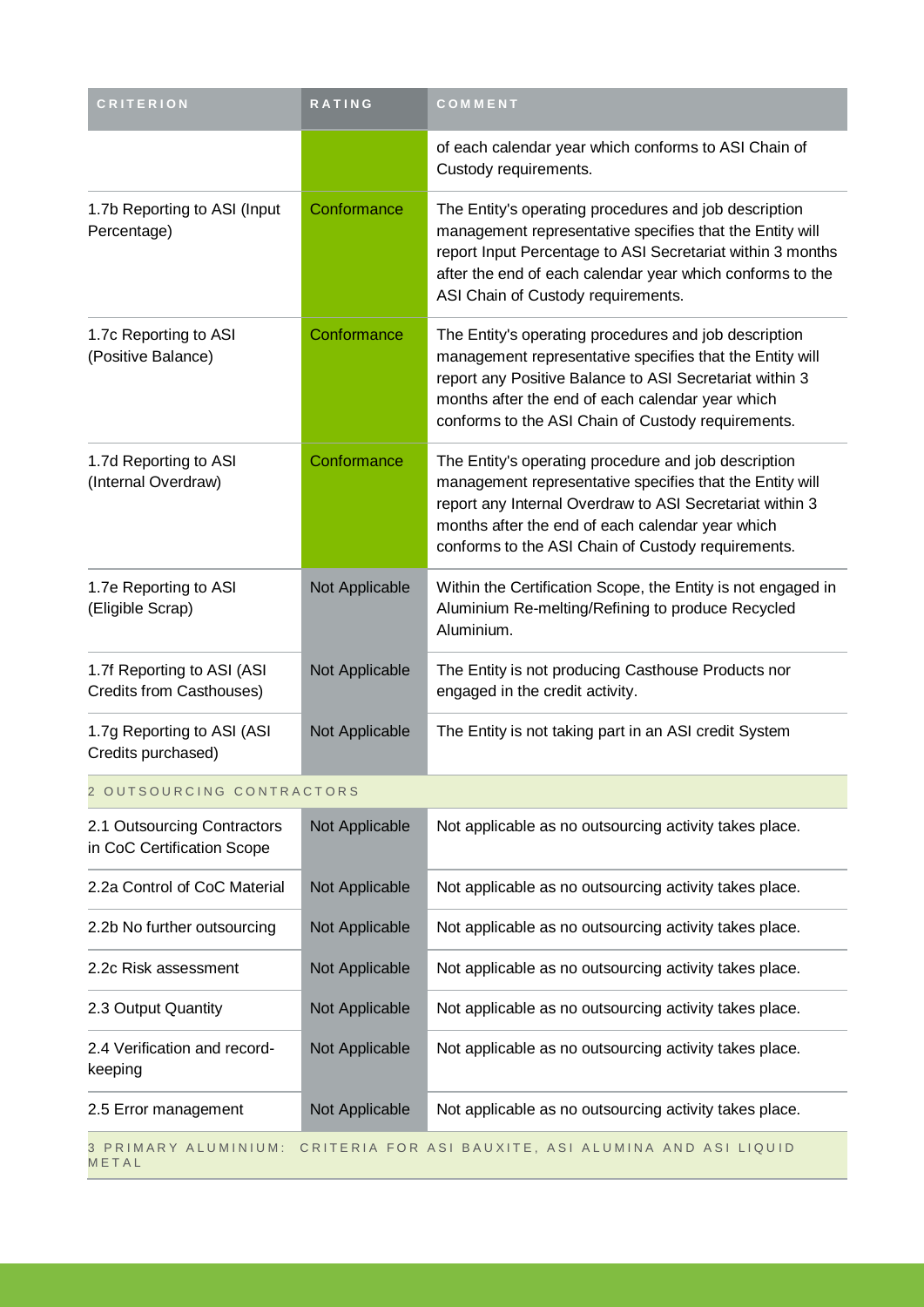| CRITERION | RATING | COMMENT |
|---|---|---|
| | | of each calendar year which conforms to ASI Chain of Custody requirements. |
| 1.7b Reporting to ASI (Input Percentage) | Conformance | The Entity's operating procedures and job description management representative specifies that the Entity will report Input Percentage to ASI Secretariat within 3 months after the end of each calendar year which conforms to the ASI Chain of Custody requirements. |
| 1.7c Reporting to ASI (Positive Balance) | Conformance | The Entity's operating procedures and job description management representative specifies that the Entity will report any Positive Balance to ASI Secretariat within 3 months after the end of each calendar year which conforms to the ASI Chain of Custody requirements. |
| 1.7d Reporting to ASI (Internal Overdraw) | Conformance | The Entity's operating procedure and job description management representative specifies that the Entity will report any Internal Overdraw to ASI Secretariat within 3 months after the end of each calendar year which conforms to the ASI Chain of Custody requirements. |
| 1.7e Reporting to ASI (Eligible Scrap) | Not Applicable | Within the Certification Scope, the Entity is not engaged in Aluminium Re-melting/Refining to produce Recycled Aluminium. |
| 1.7f Reporting to ASI (ASI Credits from Casthouses) | Not Applicable | The Entity is not producing Casthouse Products nor engaged in the credit activity. |
| 1.7g Reporting to ASI (ASI Credits purchased) | Not Applicable | The Entity is not taking part in an ASI credit System |
| **2 OUTSOURCING CONTRACTORS** | | |
| 2.1 Outsourcing Contractors in CoC Certification Scope | Not Applicable | Not applicable as no outsourcing activity takes place. |
| 2.2a Control of CoC Material | Not Applicable | Not applicable as no outsourcing activity takes place. |
| 2.2b No further outsourcing | Not Applicable | Not applicable as no outsourcing activity takes place. |
| 2.2c Risk assessment | Not Applicable | Not applicable as no outsourcing activity takes place. |
| 2.3 Output Quantity | Not Applicable | Not applicable as no outsourcing activity takes place. |
| 2.4 Verification and record-keeping | Not Applicable | Not applicable as no outsourcing activity takes place. |
| 2.5 Error management | Not Applicable | Not applicable as no outsourcing activity takes place. |
| **3 PRIMARY ALUMINIUM: CRITERIA FOR ASI BAUXITE, ASI ALUMINA AND ASI LIQUID METAL** | | |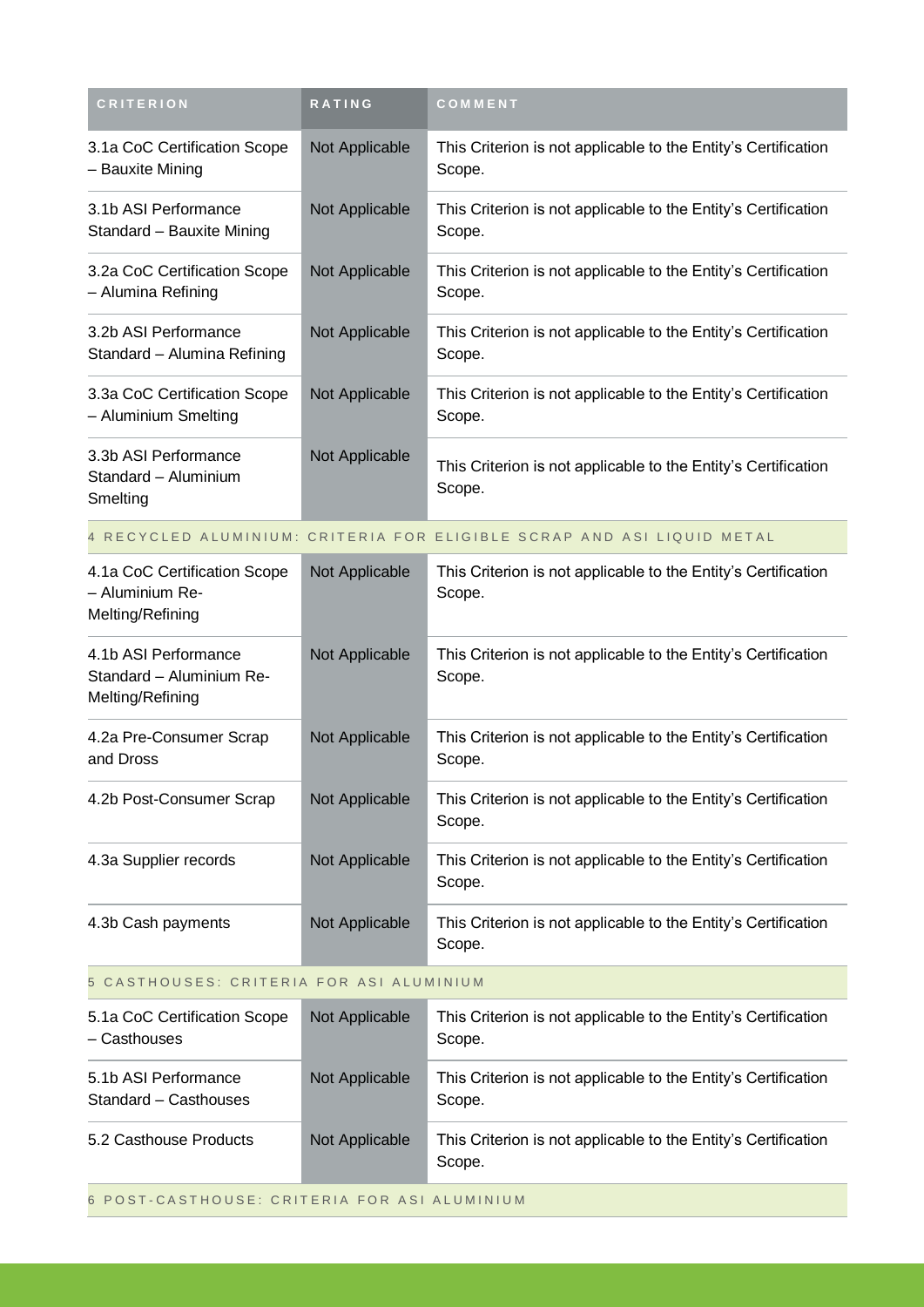| CRITERION | RATING | COMMENT |
| --- | --- | --- |
| 3.1a CoC Certification Scope – Bauxite Mining | Not Applicable | This Criterion is not applicable to the Entity's Certification Scope. |
| 3.1b ASI Performance Standard – Bauxite Mining | Not Applicable | This Criterion is not applicable to the Entity's Certification Scope. |
| 3.2a CoC Certification Scope – Alumina Refining | Not Applicable | This Criterion is not applicable to the Entity's Certification Scope. |
| 3.2b ASI Performance Standard – Alumina Refining | Not Applicable | This Criterion is not applicable to the Entity's Certification Scope. |
| 3.3a CoC Certification Scope – Aluminium Smelting | Not Applicable | This Criterion is not applicable to the Entity's Certification Scope. |
| 3.3b ASI Performance Standard – Aluminium Smelting | Not Applicable | This Criterion is not applicable to the Entity's Certification Scope. |
| 4 RECYCLED ALUMINIUM: CRITERIA FOR ELIGIBLE SCRAP AND ASI LIQUID METAL | | |
| 4.1a CoC Certification Scope – Aluminium Re-Melting/Refining | Not Applicable | This Criterion is not applicable to the Entity's Certification Scope. |
| 4.1b ASI Performance Standard – Aluminium Re-Melting/Refining | Not Applicable | This Criterion is not applicable to the Entity's Certification Scope. |
| 4.2a Pre-Consumer Scrap and Dross | Not Applicable | This Criterion is not applicable to the Entity's Certification Scope. |
| 4.2b Post-Consumer Scrap | Not Applicable | This Criterion is not applicable to the Entity's Certification Scope. |
| 4.3a Supplier records | Not Applicable | This Criterion is not applicable to the Entity's Certification Scope. |
| 4.3b Cash payments | Not Applicable | This Criterion is not applicable to the Entity's Certification Scope. |
| 5 CASTHOUSES: CRITERIA FOR ASI ALUMINIUM | | |
| 5.1a CoC Certification Scope – Casthouses | Not Applicable | This Criterion is not applicable to the Entity's Certification Scope. |
| 5.1b ASI Performance Standard – Casthouses | Not Applicable | This Criterion is not applicable to the Entity's Certification Scope. |
| 5.2 Casthouse Products | Not Applicable | This Criterion is not applicable to the Entity's Certification Scope. |
| 6 POST-CASTHOUSE: CRITERIA FOR ASI ALUMINIUM | | |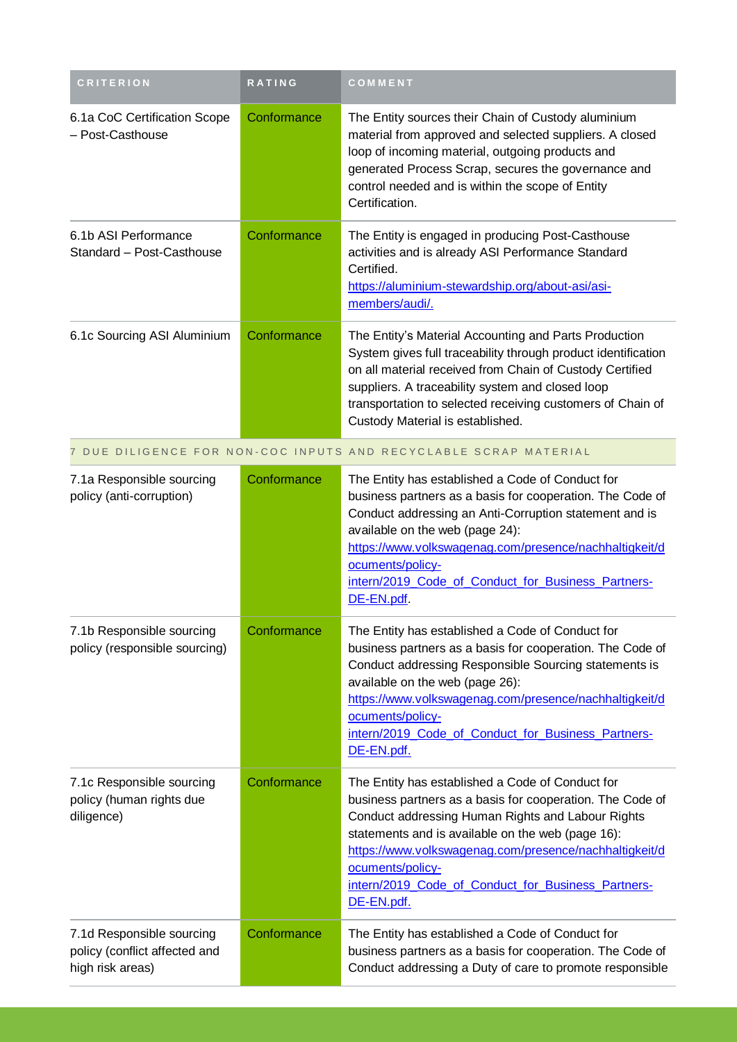| CRITERION | RATING | COMMENT |
|---|---|---|
| 6.1a CoC Certification Scope – Post-Casthouse | Conformance | The Entity sources their Chain of Custody aluminium material from approved and selected suppliers. A closed loop of incoming material, outgoing products and generated Process Scrap, secures the governance and control needed and is within the scope of Entity Certification. |
| 6.1b ASI Performance Standard – Post-Casthouse | Conformance | The Entity is engaged in producing Post-Casthouse activities and is already ASI Performance Standard Certified. https://aluminium-stewardship.org/about-asi/asi-members/audi/. |
| 6.1c Sourcing ASI Aluminium | Conformance | The Entity's Material Accounting and Parts Production System gives full traceability through product identification on all material received from Chain of Custody Certified suppliers. A traceability system and closed loop transportation to selected receiving customers of Chain of Custody Material is established. |
| 7 DUE DILIGENCE FOR NON-COC INPUTS AND RECYCLABLE SCRAP MATERIAL | | |
| 7.1a Responsible sourcing policy (anti-corruption) | Conformance | The Entity has established a Code of Conduct for business partners as a basis for cooperation. The Code of Conduct addressing an Anti-Corruption statement and is available on the web (page 24): https://www.volkswagenag.com/presence/nachhaltigkeit/documents/policy-intern/2019_Code_of_Conduct_for_Business_Partners-DE-EN.pdf. |
| 7.1b Responsible sourcing policy (responsible sourcing) | Conformance | The Entity has established a Code of Conduct for business partners as a basis for cooperation. The Code of Conduct addressing Responsible Sourcing statements is available on the web (page 26): https://www.volkswagenag.com/presence/nachhaltigkeit/documents/policy-intern/2019_Code_of_Conduct_for_Business_Partners-DE-EN.pdf. |
| 7.1c Responsible sourcing policy (human rights due diligence) | Conformance | The Entity has established a Code of Conduct for business partners as a basis for cooperation. The Code of Conduct addressing Human Rights and Labour Rights statements and is available on the web (page 16): https://www.volkswagenag.com/presence/nachhaltigkeit/documents/policy-intern/2019_Code_of_Conduct_for_Business_Partners-DE-EN.pdf. |
| 7.1d Responsible sourcing policy (conflict affected and high risk areas) | Conformance | The Entity has established a Code of Conduct for business partners as a basis for cooperation. The Code of Conduct addressing a Duty of care to promote responsible |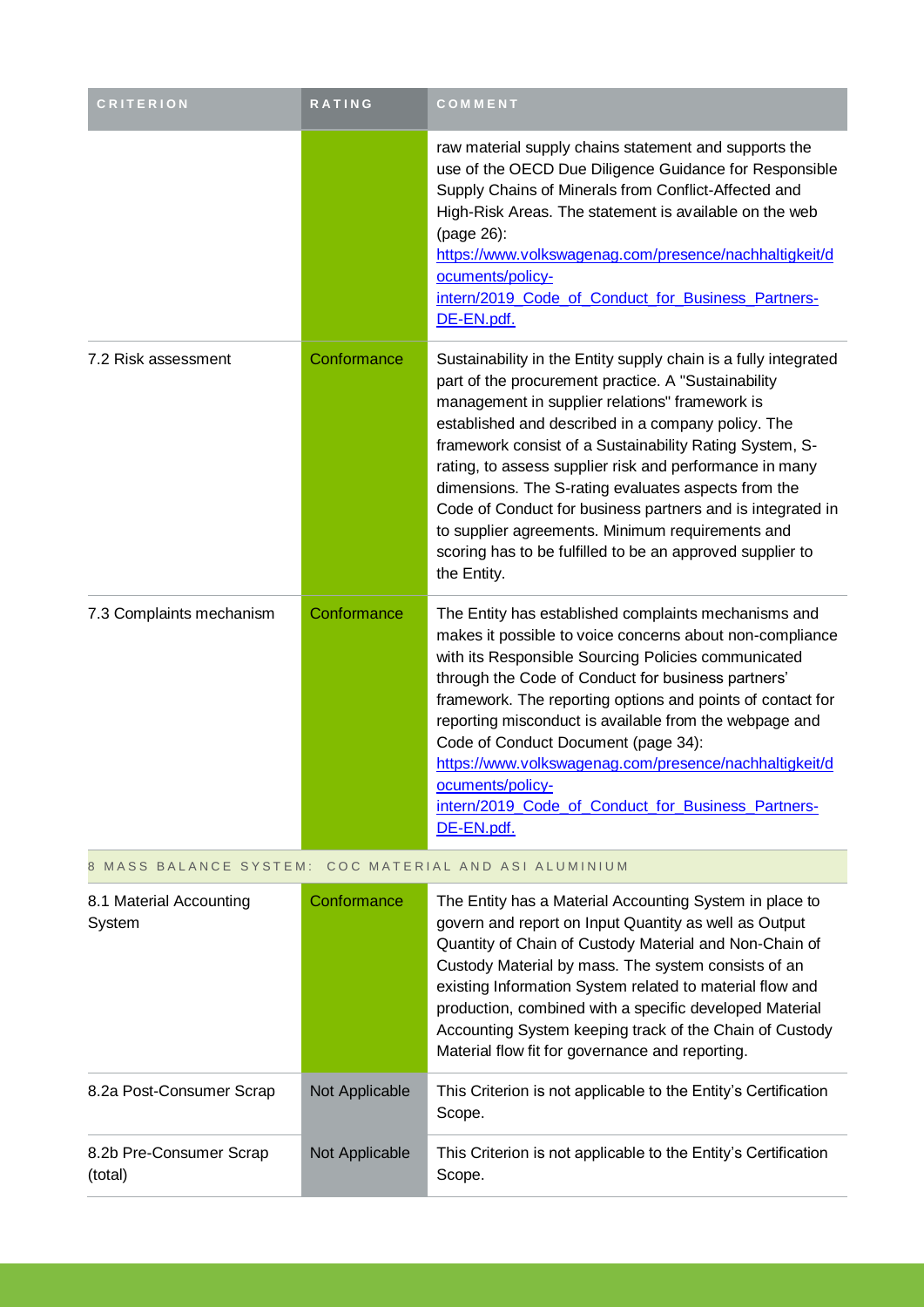| CRITERION | RATING | COMMENT |
| --- | --- | --- |
| | | raw material supply chains statement and supports the use of the OECD Due Diligence Guidance for Responsible Supply Chains of Minerals from Conflict-Affected and High-Risk Areas. The statement is available on the web (page 26): [https://www.volkswagenag.com/presence/nachhaltigkeit/documents/policy-intern/2019_Code_of_Conduct_for_Business_Partners-DE-EN.pdf.](https://www.volkswagenag.com/presence/nachhaltigkeit/documents/policy-intern/2019_Code_of_Conduct_for_Business_Partners-DE-EN.pdf) |
| 7.2 Risk assessment | Conformance | Sustainability in the Entity supply chain is a fully integrated part of the procurement practice. A "Sustainability management in supplier relations" framework is established and described in a company policy. The framework consist of a Sustainability Rating System, S-rating, to assess supplier risk and performance in many dimensions. The S-rating evaluates aspects from the Code of Conduct for business partners and is integrated in to supplier agreements. Minimum requirements and scoring has to be fulfilled to be an approved supplier to the Entity. |
| 7.3 Complaints mechanism | Conformance | The Entity has established complaints mechanisms and makes it possible to voice concerns about non-compliance with its Responsible Sourcing Policies communicated through the Code of Conduct for business partners' framework. The reporting options and points of contact for reporting misconduct is available from the webpage and Code of Conduct Document (page 34): [https://www.volkswagenag.com/presence/nachhaltigkeit/documents/policy-intern/2019_Code_of_Conduct_for_Business_Partners-DE-EN.pdf.](https://www.volkswagenag.com/presence/nachhaltigkeit/documents/policy-intern/2019_Code_of_Conduct_for_Business_Partners-DE-EN.pdf) |
| **8 MASS BALANCE SYSTEM: COC MATERIAL AND ASI ALUMINIUM** | | |
| 8.1 Material Accounting System | Conformance | The Entity has a Material Accounting System in place to govern and report on Input Quantity as well as Output Quantity of Chain of Custody Material and Non-Chain of Custody Material by mass. The system consists of an existing Information System related to material flow and production, combined with a specific developed Material Accounting System keeping track of the Chain of Custody Material flow fit for governance and reporting. |
| 8.2a Post-Consumer Scrap | Not Applicable | This Criterion is not applicable to the Entity's Certification Scope. |
| 8.2b Pre-Consumer Scrap (total) | Not Applicable | This Criterion is not applicable to the Entity's Certification Scope. |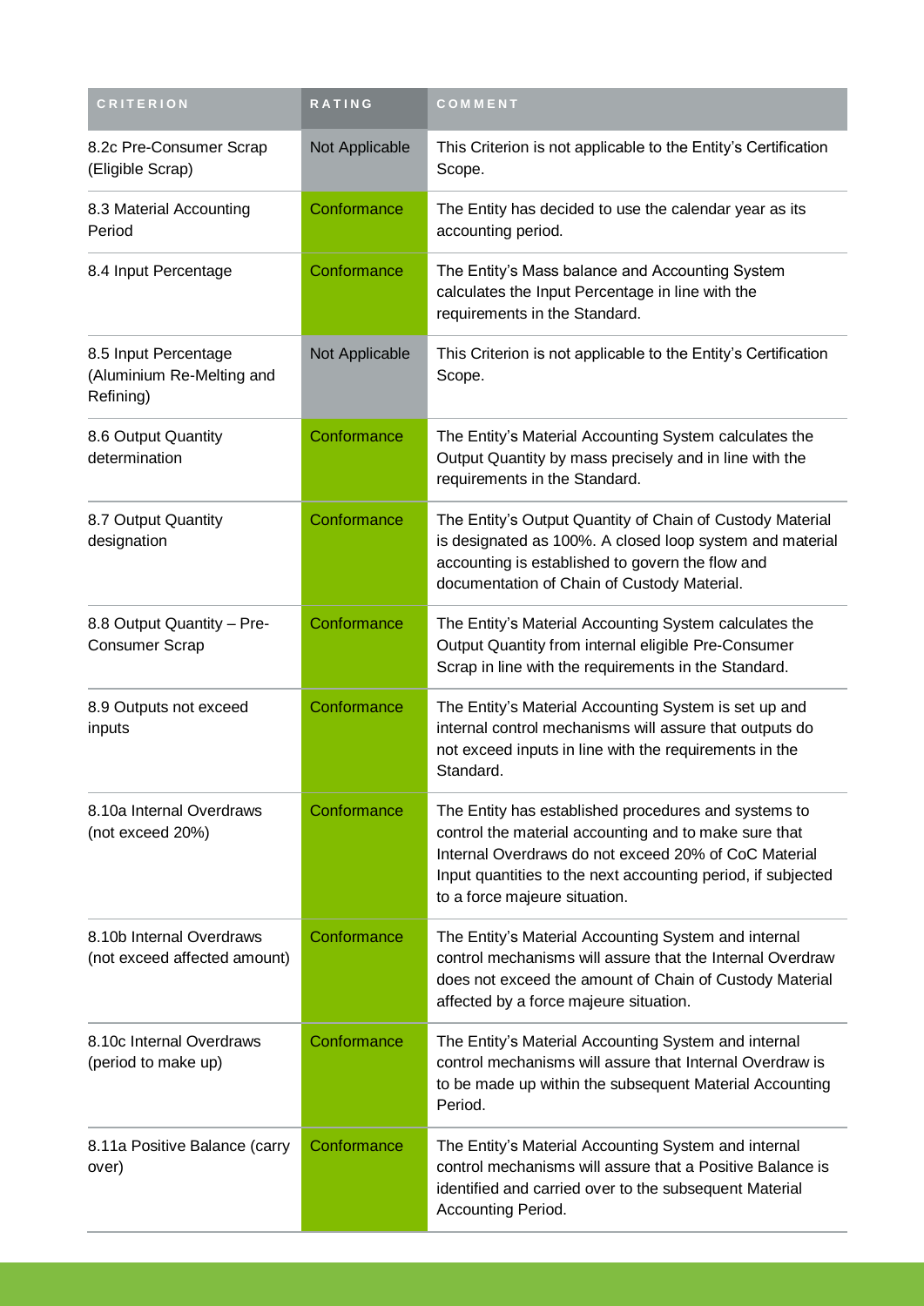| CRITERION | RATING | COMMENT |
|---|---|---|
| 8.2c Pre-Consumer Scrap (Eligible Scrap) | Not Applicable | This Criterion is not applicable to the Entity's Certification Scope. |
| 8.3 Material Accounting Period | Conformance | The Entity has decided to use the calendar year as its accounting period. |
| 8.4 Input Percentage | Conformance | The Entity's Mass balance and Accounting System calculates the Input Percentage in line with the requirements in the Standard. |
| 8.5 Input Percentage (Aluminium Re-Melting and Refining) | Not Applicable | This Criterion is not applicable to the Entity's Certification Scope. |
| 8.6 Output Quantity determination | Conformance | The Entity's Material Accounting System calculates the Output Quantity by mass precisely and in line with the requirements in the Standard. |
| 8.7 Output Quantity designation | Conformance | The Entity's Output Quantity of Chain of Custody Material is designated as 100%. A closed loop system and material accounting is established to govern the flow and documentation of Chain of Custody Material. |
| 8.8 Output Quantity – Pre-Consumer Scrap | Conformance | The Entity's Material Accounting System calculates the Output Quantity from internal eligible Pre-Consumer Scrap in line with the requirements in the Standard. |
| 8.9 Outputs not exceed inputs | Conformance | The Entity's Material Accounting System is set up and internal control mechanisms will assure that outputs do not exceed inputs in line with the requirements in the Standard. |
| 8.10a Internal Overdraws (not exceed 20%) | Conformance | The Entity has established procedures and systems to control the material accounting and to make sure that Internal Overdraws do not exceed 20% of CoC Material Input quantities to the next accounting period, if subjected to a force majeure situation. |
| 8.10b Internal Overdraws (not exceed affected amount) | Conformance | The Entity's Material Accounting System and internal control mechanisms will assure that the Internal Overdraw does not exceed the amount of Chain of Custody Material affected by a force majeure situation. |
| 8.10c Internal Overdraws (period to make up) | Conformance | The Entity's Material Accounting System and internal control mechanisms will assure that Internal Overdraw is to be made up within the subsequent Material Accounting Period. |
| 8.11a Positive Balance (carry over) | Conformance | The Entity's Material Accounting System and internal control mechanisms will assure that a Positive Balance is identified and carried over to the subsequent Material Accounting Period. |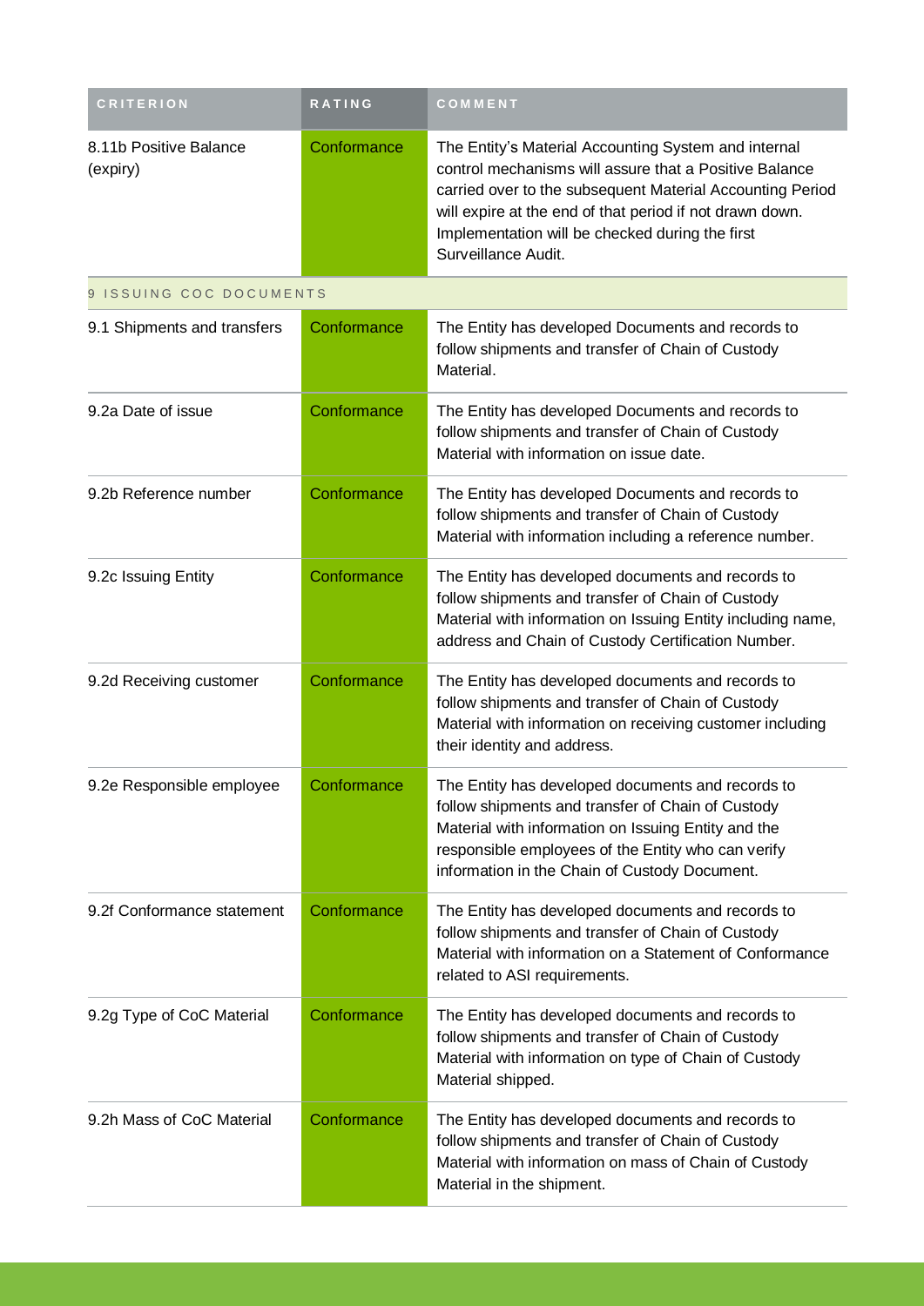| CRITERION | RATING | COMMENT |
| --- | --- | --- |
| 8.11b Positive Balance (expiry) | Conformance | The Entity's Material Accounting System and internal control mechanisms will assure that a Positive Balance carried over to the subsequent Material Accounting Period will expire at the end of that period if not drawn down. Implementation will be checked during the first Surveillance Audit. |
| 9 ISSUING COC DOCUMENTS | | |
| 9.1 Shipments and transfers | Conformance | The Entity has developed Documents and records to follow shipments and transfer of Chain of Custody Material. |
| 9.2a Date of issue | Conformance | The Entity has developed Documents and records to follow shipments and transfer of Chain of Custody Material with information on issue date. |
| 9.2b Reference number | Conformance | The Entity has developed Documents and records to follow shipments and transfer of Chain of Custody Material with information including a reference number. |
| 9.2c Issuing Entity | Conformance | The Entity has developed documents and records to follow shipments and transfer of Chain of Custody Material with information on Issuing Entity including name, address and Chain of Custody Certification Number. |
| 9.2d Receiving customer | Conformance | The Entity has developed documents and records to follow shipments and transfer of Chain of Custody Material with information on receiving customer including their identity and address. |
| 9.2e Responsible employee | Conformance | The Entity has developed documents and records to follow shipments and transfer of Chain of Custody Material with information on Issuing Entity and the responsible employees of the Entity who can verify information in the Chain of Custody Document. |
| 9.2f Conformance statement | Conformance | The Entity has developed documents and records to follow shipments and transfer of Chain of Custody Material with information on a Statement of Conformance related to ASI requirements. |
| 9.2g Type of CoC Material | Conformance | The Entity has developed documents and records to follow shipments and transfer of Chain of Custody Material with information on type of Chain of Custody Material shipped. |
| 9.2h Mass of CoC Material | Conformance | The Entity has developed documents and records to follow shipments and transfer of Chain of Custody Material with information on mass of Chain of Custody Material in the shipment. |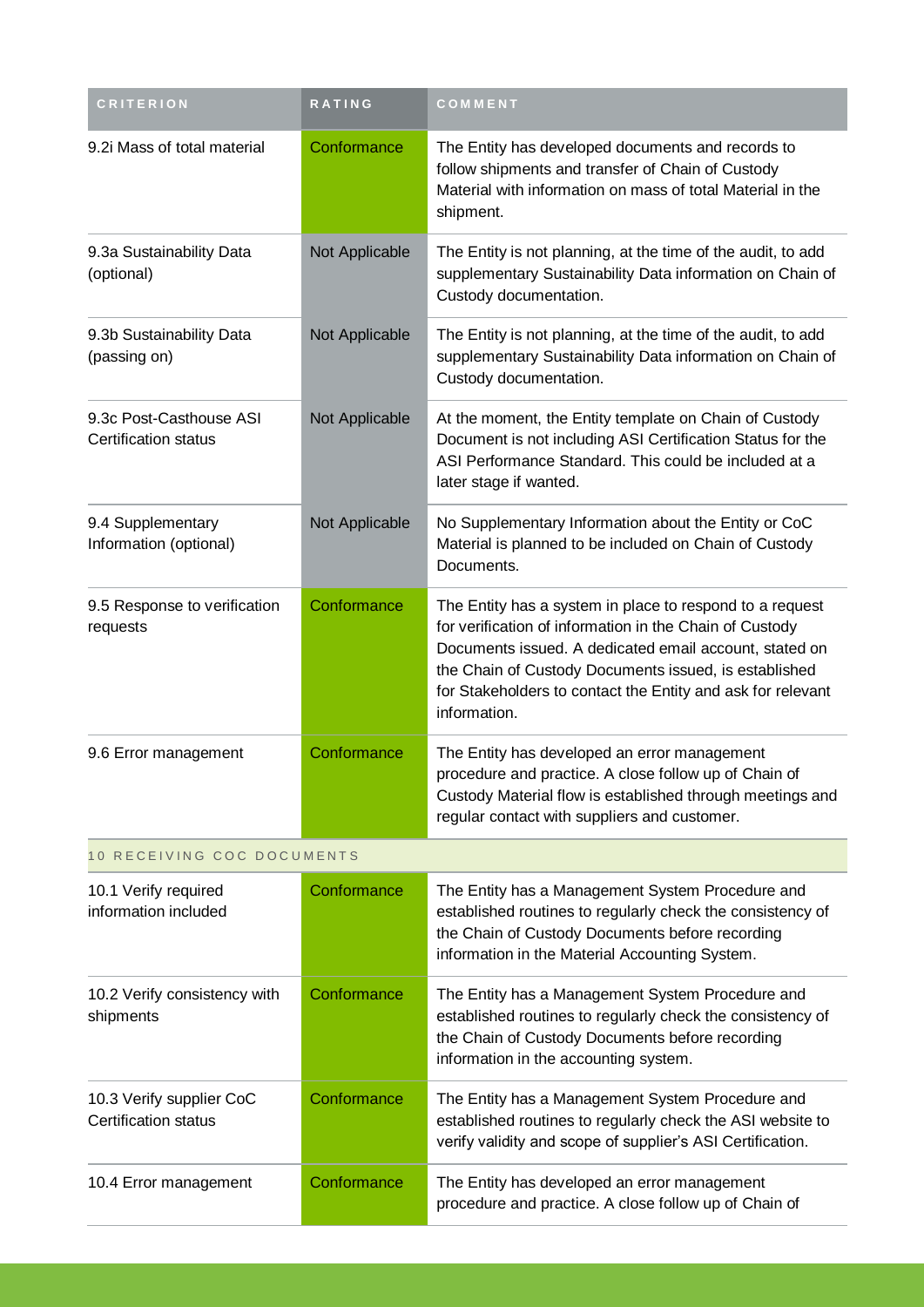| CRITERION | RATING | COMMENT |
|---|---|---|
| 9.2i Mass of total material | Conformance | The Entity has developed documents and records to follow shipments and transfer of Chain of Custody Material with information on mass of total Material in the shipment. |
| 9.3a Sustainability Data (optional) | Not Applicable | The Entity is not planning, at the time of the audit, to add supplementary Sustainability Data information on Chain of Custody documentation. |
| 9.3b Sustainability Data (passing on) | Not Applicable | The Entity is not planning, at the time of the audit, to add supplementary Sustainability Data information on Chain of Custody documentation. |
| 9.3c Post-Casthouse ASI Certification status | Not Applicable | At the moment, the Entity template on Chain of Custody Document is not including ASI Certification Status for the ASI Performance Standard. This could be included at a later stage if wanted. |
| 9.4 Supplementary Information (optional) | Not Applicable | No Supplementary Information about the Entity or CoC Material is planned to be included on Chain of Custody Documents. |
| 9.5 Response to verification requests | Conformance | The Entity has a system in place to respond to a request for verification of information in the Chain of Custody Documents issued. A dedicated email account, stated on the Chain of Custody Documents issued, is established for Stakeholders to contact the Entity and ask for relevant information. |
| 9.6 Error management | Conformance | The Entity has developed an error management procedure and practice. A close follow up of Chain of Custody Material flow is established through meetings and regular contact with suppliers and customer. |
| **10 RECEIVING COC DOCUMENTS** | | |
| 10.1 Verify required information included | Conformance | The Entity has a Management System Procedure and established routines to regularly check the consistency of the Chain of Custody Documents before recording information in the Material Accounting System. |
| 10.2 Verify consistency with shipments | Conformance | The Entity has a Management System Procedure and established routines to regularly check the consistency of the Chain of Custody Documents before recording information in the accounting system. |
| 10.3 Verify supplier CoC Certification status | Conformance | The Entity has a Management System Procedure and established routines to regularly check the ASI website to verify validity and scope of supplier's ASI Certification. |
| 10.4 Error management | Conformance | The Entity has developed an error management procedure and practice. A close follow up of Chain of |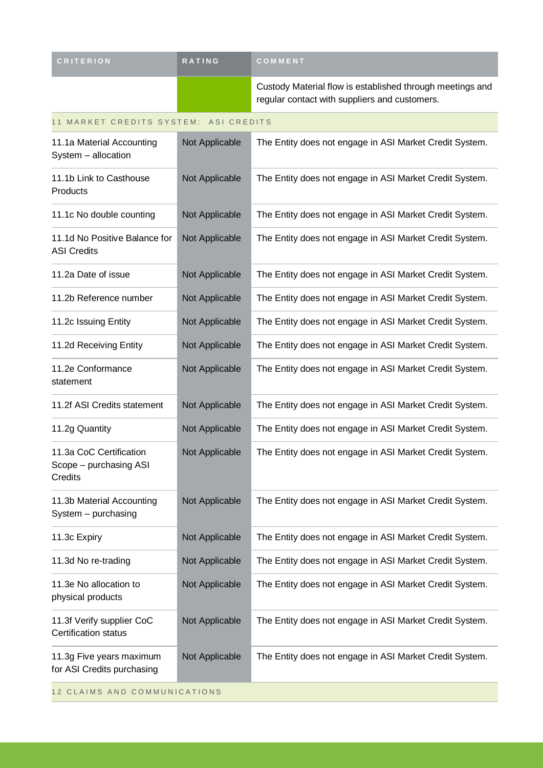| CRITERION | RATING | COMMENT |
| --- | --- | --- |
| | | Custody Material flow is established through meetings and regular contact with suppliers and customers. |
| 11 MARKET CREDITS SYSTEM: ASI CREDITS | | |
| 11.1a Material Accounting System – allocation | Not Applicable | The Entity does not engage in ASI Market Credit System. |
| 11.1b Link to Casthouse Products | Not Applicable | The Entity does not engage in ASI Market Credit System. |
| 11.1c No double counting | Not Applicable | The Entity does not engage in ASI Market Credit System. |
| 11.1d No Positive Balance for ASI Credits | Not Applicable | The Entity does not engage in ASI Market Credit System. |
| 11.2a Date of issue | Not Applicable | The Entity does not engage in ASI Market Credit System. |
| 11.2b Reference number | Not Applicable | The Entity does not engage in ASI Market Credit System. |
| 11.2c Issuing Entity | Not Applicable | The Entity does not engage in ASI Market Credit System. |
| 11.2d Receiving Entity | Not Applicable | The Entity does not engage in ASI Market Credit System. |
| 11.2e Conformance statement | Not Applicable | The Entity does not engage in ASI Market Credit System. |
| 11.2f ASI Credits statement | Not Applicable | The Entity does not engage in ASI Market Credit System. |
| 11.2g Quantity | Not Applicable | The Entity does not engage in ASI Market Credit System. |
| 11.3a CoC Certification Scope – purchasing ASI Credits | Not Applicable | The Entity does not engage in ASI Market Credit System. |
| 11.3b Material Accounting System – purchasing | Not Applicable | The Entity does not engage in ASI Market Credit System. |
| 11.3c Expiry | Not Applicable | The Entity does not engage in ASI Market Credit System. |
| 11.3d No re-trading | Not Applicable | The Entity does not engage in ASI Market Credit System. |
| 11.3e No allocation to physical products | Not Applicable | The Entity does not engage in ASI Market Credit System. |
| 11.3f Verify supplier CoC Certification status | Not Applicable | The Entity does not engage in ASI Market Credit System. |
| 11.3g Five years maximum for ASI Credits purchasing | Not Applicable | The Entity does not engage in ASI Market Credit System. |
| 12 CLAIMS AND COMMUNICATIONS | | |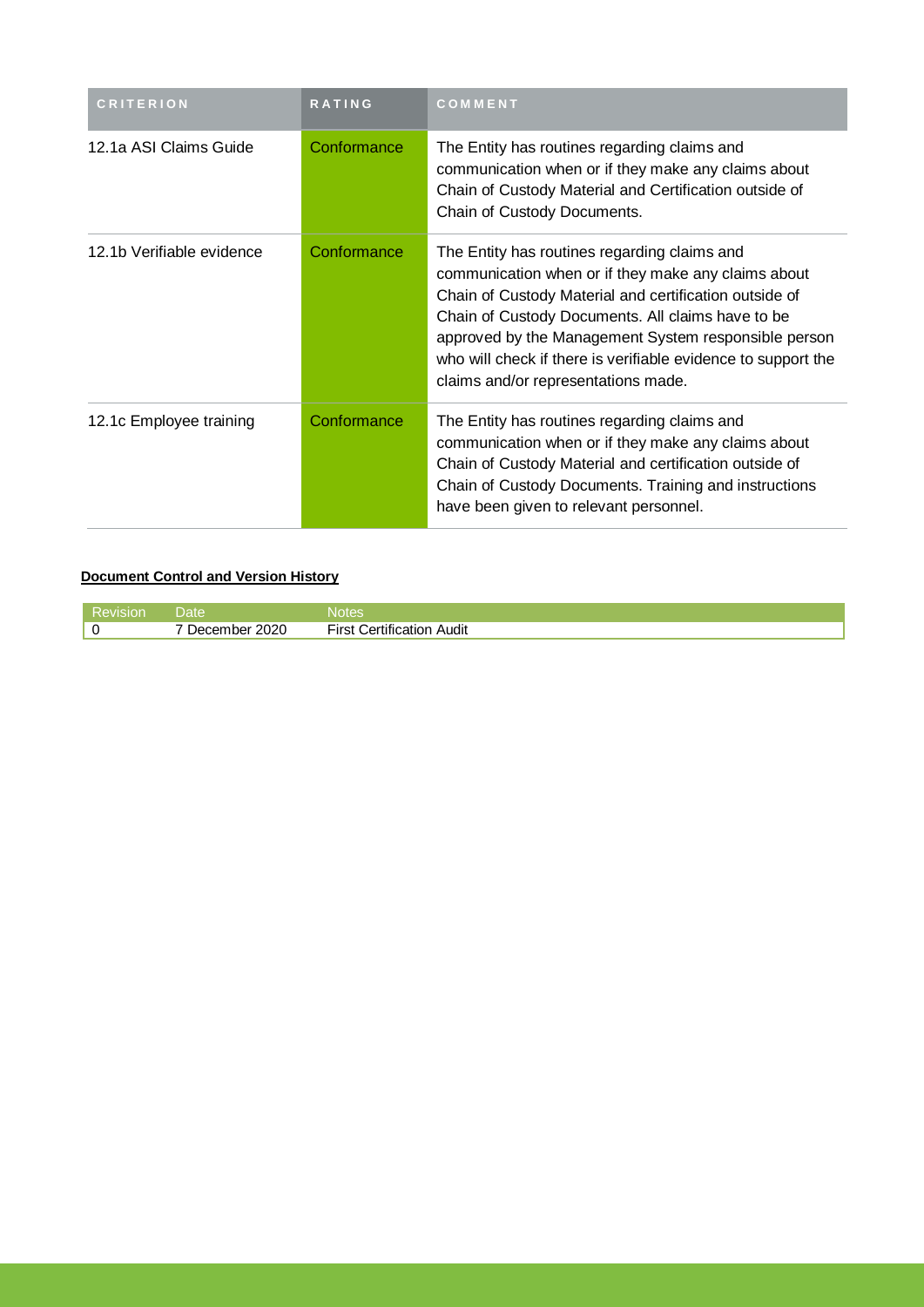| CRITERION | RATING | COMMENT |
|---|---|---|
| 12.1a ASI Claims Guide | Conformance | The Entity has routines regarding claims and communication when or if they make any claims about Chain of Custody Material and Certification outside of Chain of Custody Documents. |
| 12.1b Verifiable evidence | Conformance | The Entity has routines regarding claims and communication when or if they make any claims about Chain of Custody Material and certification outside of Chain of Custody Documents. All claims have to be approved by the Management System responsible person who will check if there is verifiable evidence to support the claims and/or representations made. |
| 12.1c Employee training | Conformance | The Entity has routines regarding claims and communication when or if they make any claims about Chain of Custody Material and certification outside of Chain of Custody Documents. Training and instructions have been given to relevant personnel. |

**Document Control and Version History**

| Revision | Date | Notes |
|---|---|---|
| 0 | 7 December 2020 | First Certification Audit |